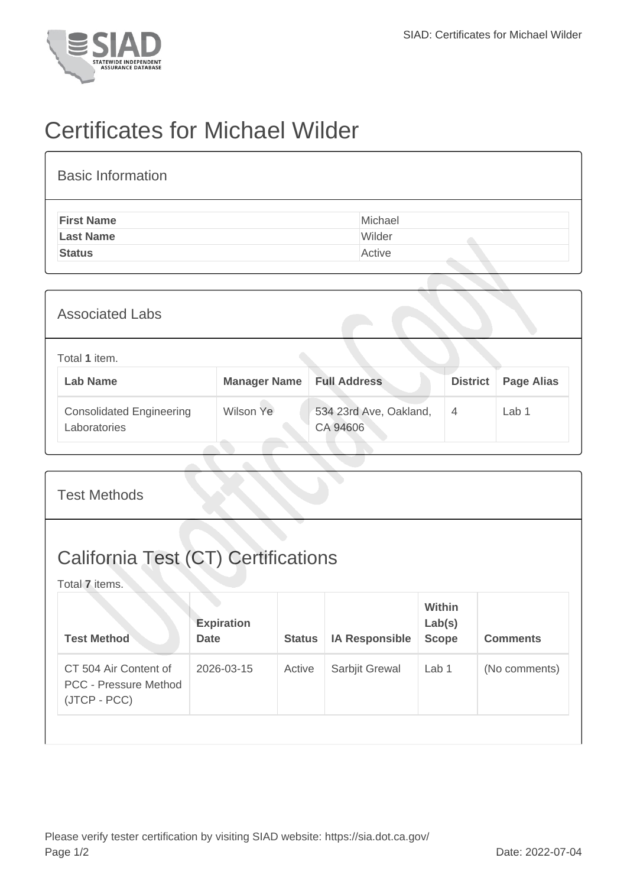# Certificates for Michael Wilder

## Basic Information

| | |
|---|---|
| **First Name** | Michael |
| **Last Name** | Wilder |
| **Status** | Active |

## Associated Labs

Total **1** item.

| Lab Name | Manager Name | Full Address | District | Page Alias |
|---|---|---|---|---|
| Consolidated Engineering Laboratories | Wilson Ye | 534 23rd Ave, Oakland, CA 94606 | 4 | Lab 1 |

## Test Methods

## California Test (CT) Certifications

Total **7** items.

| Test Method | Expiration Date | Status | IA Responsible | Within Lab(s) Scope | Comments |
|---|---|---|---|---|---|
| CT 504 Air Content of PCC - Pressure Method (JTCP - PCC) | 2026-03-15 | Active | Sarbjit Grewal | Lab 1 | (No comments) |

Please verify tester certification by visiting SIAD website: https://sia.dot.ca.gov/

Date: 2022-07-04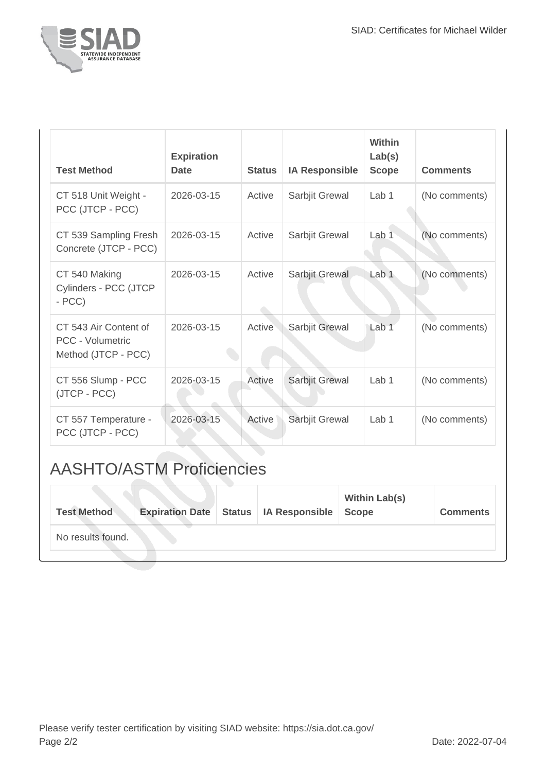| Test Method | Expiration Date | Status | IA Responsible | Within Lab(s) Scope | Comments |
| --- | --- | --- | --- | --- | --- |
| CT 518 Unit Weight - PCC (JTCP - PCC) | 2026-03-15 | Active | Sarbjit Grewal | Lab 1 | (No comments) |
| CT 539 Sampling Fresh Concrete (JTCP - PCC) | 2026-03-15 | Active | Sarbjit Grewal | Lab 1 | (No comments) |
| CT 540 Making Cylinders - PCC (JTCP - PCC) | 2026-03-15 | Active | Sarbjit Grewal | Lab 1 | (No comments) |
| CT 543 Air Content of PCC - Volumetric Method (JTCP - PCC) | 2026-03-15 | Active | Sarbjit Grewal | Lab 1 | (No comments) |
| CT 556 Slump - PCC (JTCP - PCC) | 2026-03-15 | Active | Sarbjit Grewal | Lab 1 | (No comments) |
| CT 557 Temperature - PCC (JTCP - PCC) | 2026-03-15 | Active | Sarbjit Grewal | Lab 1 | (No comments) |

## AASHTO/ASTM Proficiencies

| Test Method | Expiration Date | Status | IA Responsible | Within Lab(s) Scope | Comments |
| --- | --- | --- | --- | --- | --- |
| No results found. | | | | | |

Please verify tester certification by visiting SIAD website: https://sia.dot.ca.gov/

Date: 2022-07-04